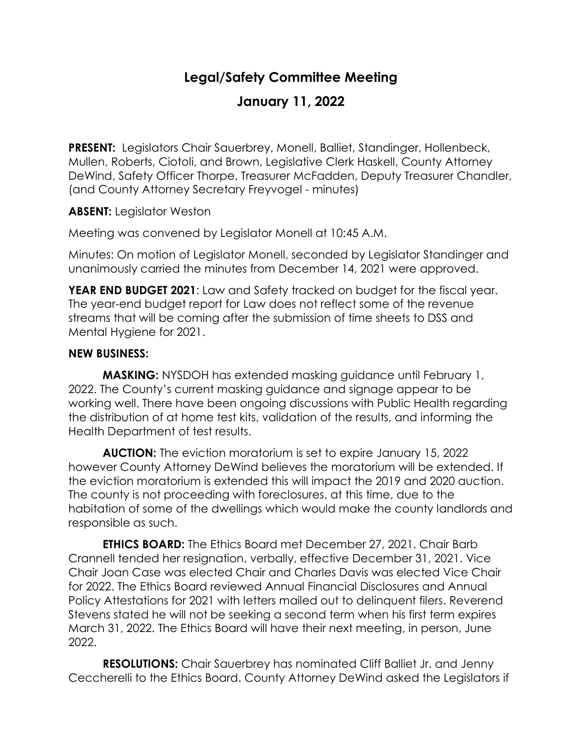# Legal/Safety Committee Meeting

## January 11, 2022

**PRESENT:** Legislators Chair Sauerbrey, Monell, Balliet, Standinger, Hollenbeck, Mullen, Roberts, Ciotoli, and Brown, Legislative Clerk Haskell, County Attorney DeWind, Safety Officer Thorpe, Treasurer McFadden, Deputy Treasurer Chandler, (and County Attorney Secretary Freyvogel - minutes)

**ABSENT:** Legislator Weston

Meeting was convened by Legislator Monell at 10:45 A.M.

Minutes: On motion of Legislator Monell, seconded by Legislator Standinger and unanimously carried the minutes from December 14, 2021 were approved.

**YEAR END BUDGET 2021**: Law and Safety tracked on budget for the fiscal year. The year-end budget report for Law does not reflect some of the revenue streams that will be coming after the submission of time sheets to DSS and Mental Hygiene for 2021.

**NEW BUSINESS:**

**MASKING:** NYSDOH has extended masking guidance until February 1, 2022. The County's current masking guidance and signage appear to be working well. There have been ongoing discussions with Public Health regarding the distribution of at home test kits, validation of the results, and informing the Health Department of test results.

**AUCTION:** The eviction moratorium is set to expire January 15, 2022 however County Attorney DeWind believes the moratorium will be extended. If the eviction moratorium is extended this will impact the 2019 and 2020 auction. The county is not proceeding with foreclosures, at this time, due to the habitation of some of the dwellings which would make the county landlords and responsible as such.

**ETHICS BOARD:** The Ethics Board met December 27, 2021. Chair Barb Crannell tended her resignation, verbally, effective December 31, 2021. Vice Chair Joan Case was elected Chair and Charles Davis was elected Vice Chair for 2022. The Ethics Board reviewed Annual Financial Disclosures and Annual Policy Attestations for 2021 with letters mailed out to delinquent filers. Reverend Stevens stated he will not be seeking a second term when his first term expires March 31, 2022. The Ethics Board will have their next meeting, in person, June 2022.

**RESOLUTIONS:** Chair Sauerbrey has nominated Cliff Balliet Jr. and Jenny Ceccherelli to the Ethics Board. County Attorney DeWind asked the Legislators if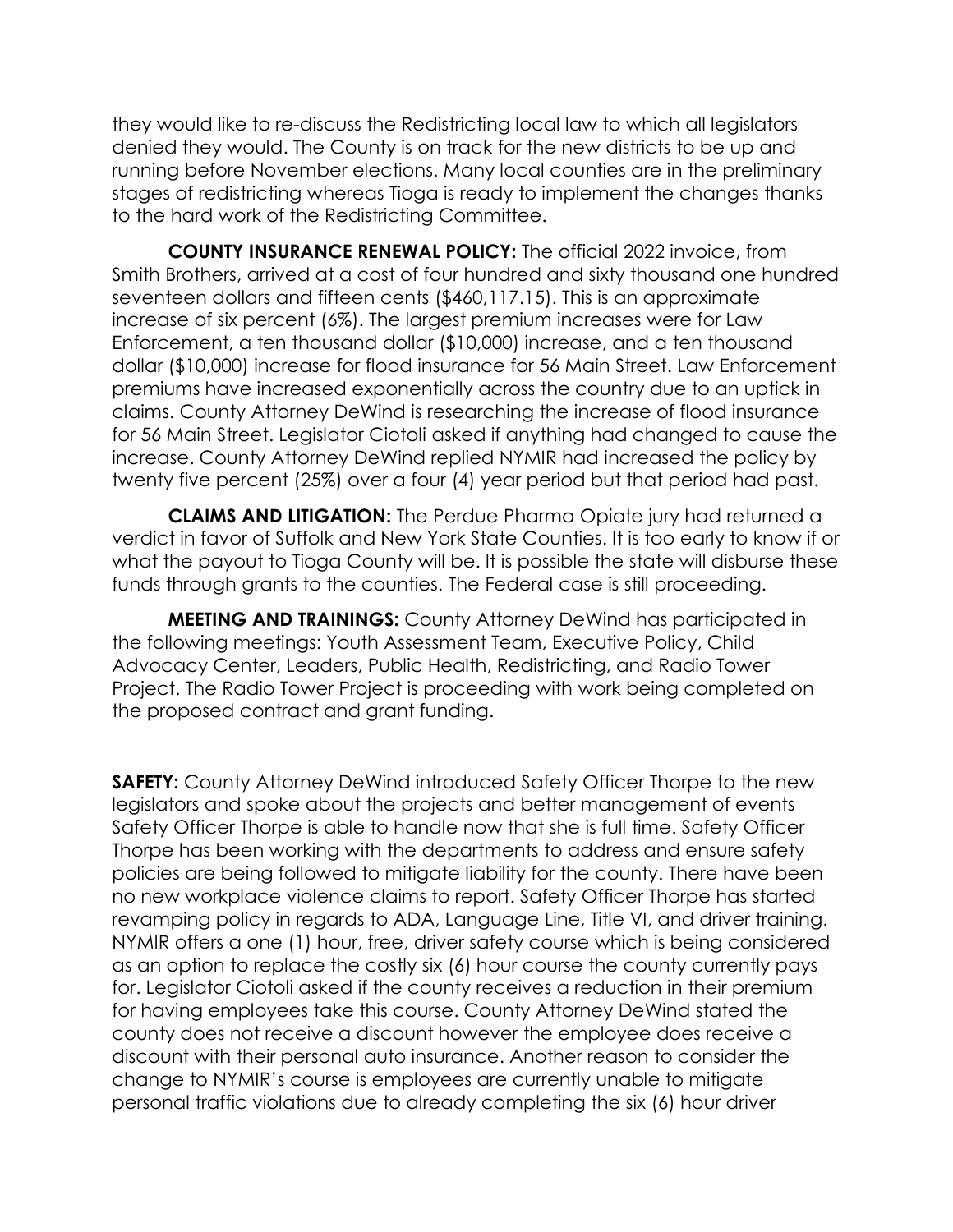they would like to re-discuss the Redistricting local law to which all legislators denied they would. The County is on track for the new districts to be up and running before November elections. Many local counties are in the preliminary stages of redistricting whereas Tioga is ready to implement the changes thanks to the hard work of the Redistricting Committee.

**COUNTY INSURANCE RENEWAL POLICY:** The official 2022 invoice, from Smith Brothers, arrived at a cost of four hundred and sixty thousand one hundred seventeen dollars and fifteen cents ($460,117.15). This is an approximate increase of six percent (6%). The largest premium increases were for Law Enforcement, a ten thousand dollar ($10,000) increase, and a ten thousand dollar ($10,000) increase for flood insurance for 56 Main Street. Law Enforcement premiums have increased exponentially across the country due to an uptick in claims. County Attorney DeWind is researching the increase of flood insurance for 56 Main Street. Legislator Ciotoli asked if anything had changed to cause the increase. County Attorney DeWind replied NYMIR had increased the policy by twenty five percent (25%) over a four (4) year period but that period had past.

**CLAIMS AND LITIGATION:** The Perdue Pharma Opiate jury had returned a verdict in favor of Suffolk and New York State Counties. It is too early to know if or what the payout to Tioga County will be. It is possible the state will disburse these funds through grants to the counties. The Federal case is still proceeding.

**MEETING AND TRAININGS:** County Attorney DeWind has participated in the following meetings: Youth Assessment Team, Executive Policy, Child Advocacy Center, Leaders, Public Health, Redistricting, and Radio Tower Project. The Radio Tower Project is proceeding with work being completed on the proposed contract and grant funding.

**SAFETY:** County Attorney DeWind introduced Safety Officer Thorpe to the new legislators and spoke about the projects and better management of events Safety Officer Thorpe is able to handle now that she is full time. Safety Officer Thorpe has been working with the departments to address and ensure safety policies are being followed to mitigate liability for the county. There have been no new workplace violence claims to report. Safety Officer Thorpe has started revamping policy in regards to ADA, Language Line, Title VI, and driver training. NYMIR offers a one (1) hour, free, driver safety course which is being considered as an option to replace the costly six (6) hour course the county currently pays for. Legislator Ciotoli asked if the county receives a reduction in their premium for having employees take this course. County Attorney DeWind stated the county does not receive a discount however the employee does receive a discount with their personal auto insurance. Another reason to consider the change to NYMIR's course is employees are currently unable to mitigate personal traffic violations due to already completing the six (6) hour driver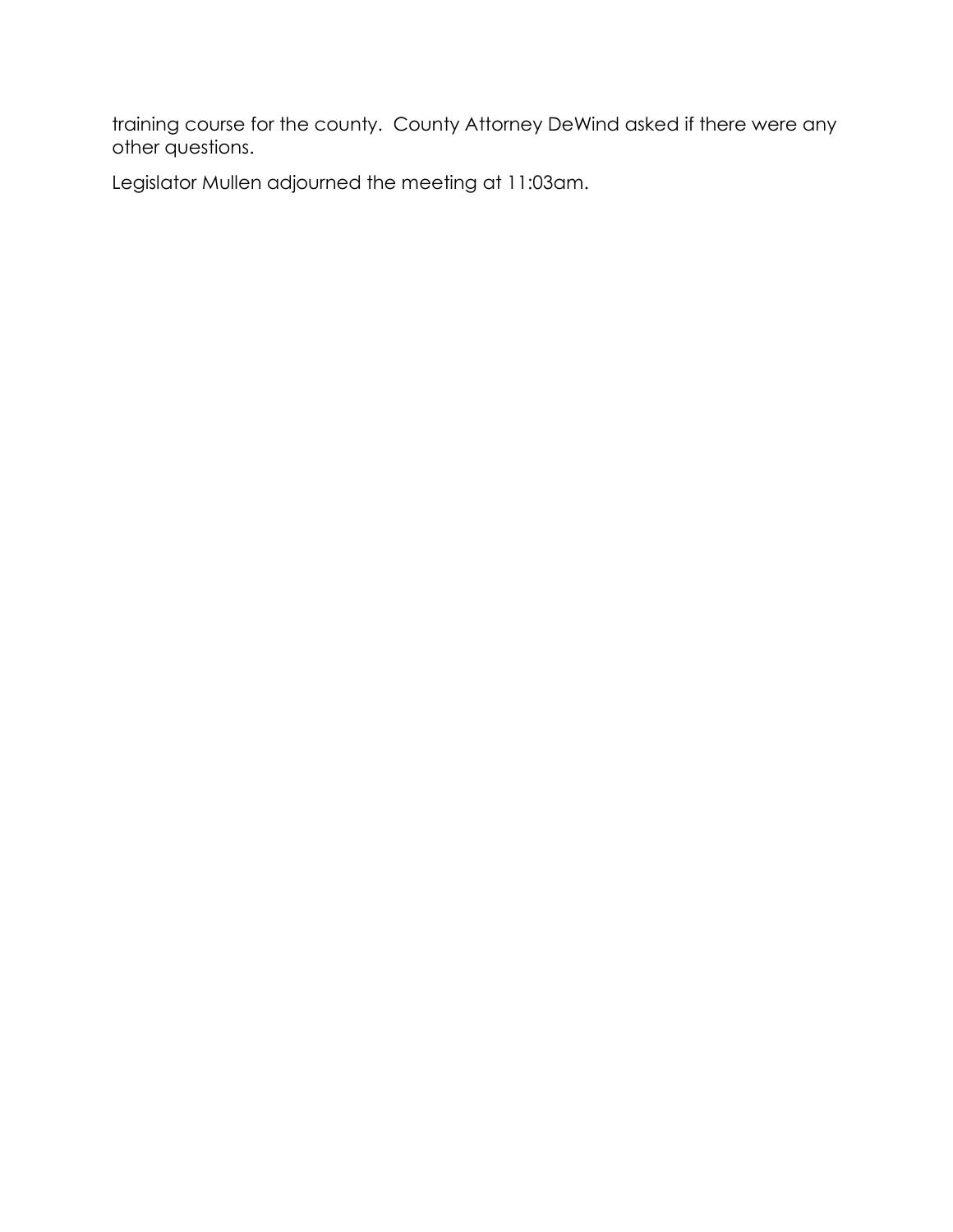training course for the county. County Attorney DeWind asked if there were any other questions.

Legislator Mullen adjourned the meeting at 11:03am.